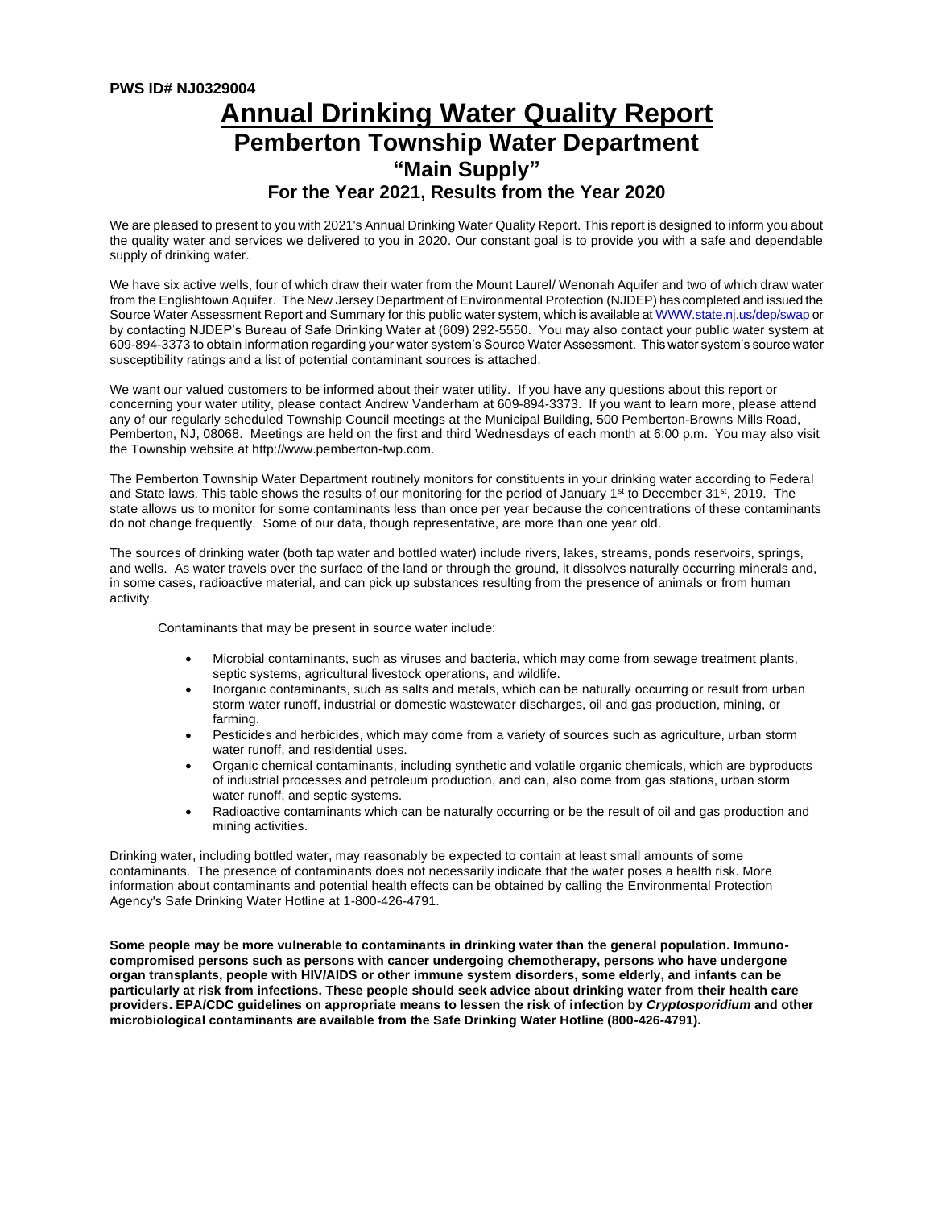**PWS ID# NJ0329004**

# Annual Drinking Water Quality Report

## Pemberton Township Water Department

## "Main Supply"

### For the Year 2021, Results from the Year 2020

We are pleased to present to you with 2021's Annual Drinking Water Quality Report. This report is designed to inform you about the quality water and services we delivered to you in 2020. Our constant goal is to provide you with a safe and dependable supply of drinking water.

We have six active wells, four of which draw their water from the Mount Laurel/ Wenonah Aquifer and two of which draw water from the Englishtown Aquifer. The New Jersey Department of Environmental Protection (NJDEP) has completed and issued the Source Water Assessment Report and Summary for this public water system, which is available at WWW.state.nj.us/dep/swap or by contacting NJDEP's Bureau of Safe Drinking Water at (609) 292-5550. You may also contact your public water system at 609-894-3373 to obtain information regarding your water system's Source Water Assessment. This water system's source water susceptibility ratings and a list of potential contaminant sources is attached.

We want our valued customers to be informed about their water utility. If you have any questions about this report or concerning your water utility, please contact Andrew Vanderham at 609-894-3373. If you want to learn more, please attend any of our regularly scheduled Township Council meetings at the Municipal Building, 500 Pemberton-Browns Mills Road, Pemberton, NJ, 08068. Meetings are held on the first and third Wednesdays of each month at 6:00 p.m. You may also visit the Township website at http://www.pemberton-twp.com.

The Pemberton Township Water Department routinely monitors for constituents in your drinking water according to Federal and State laws. This table shows the results of our monitoring for the period of January 1st to December 31st, 2019. The state allows us to monitor for some contaminants less than once per year because the concentrations of these contaminants do not change frequently. Some of our data, though representative, are more than one year old.

The sources of drinking water (both tap water and bottled water) include rivers, lakes, streams, ponds reservoirs, springs, and wells. As water travels over the surface of the land or through the ground, it dissolves naturally occurring minerals and, in some cases, radioactive material, and can pick up substances resulting from the presence of animals or from human activity.

Contaminants that may be present in source water include:

- Microbial contaminants, such as viruses and bacteria, which may come from sewage treatment plants, septic systems, agricultural livestock operations, and wildlife.
- Inorganic contaminants, such as salts and metals, which can be naturally occurring or result from urban storm water runoff, industrial or domestic wastewater discharges, oil and gas production, mining, or farming.
- Pesticides and herbicides, which may come from a variety of sources such as agriculture, urban storm water runoff, and residential uses.
- Organic chemical contaminants, including synthetic and volatile organic chemicals, which are byproducts of industrial processes and petroleum production, and can, also come from gas stations, urban storm water runoff, and septic systems.
- Radioactive contaminants which can be naturally occurring or be the result of oil and gas production and mining activities.

Drinking water, including bottled water, may reasonably be expected to contain at least small amounts of some contaminants. The presence of contaminants does not necessarily indicate that the water poses a health risk. More information about contaminants and potential health effects can be obtained by calling the Environmental Protection Agency's Safe Drinking Water Hotline at 1-800-426-4791.

**Some people may be more vulnerable to contaminants in drinking water than the general population. Immuno-compromised persons such as persons with cancer undergoing chemotherapy, persons who have undergone organ transplants, people with HIV/AIDS or other immune system disorders, some elderly, and infants can be particularly at risk from infections. These people should seek advice about drinking water from their health care providers. EPA/CDC guidelines on appropriate means to lessen the risk of infection by *Cryptosporidium* and other microbiological contaminants are available from the Safe Drinking Water Hotline (800-426-4791).**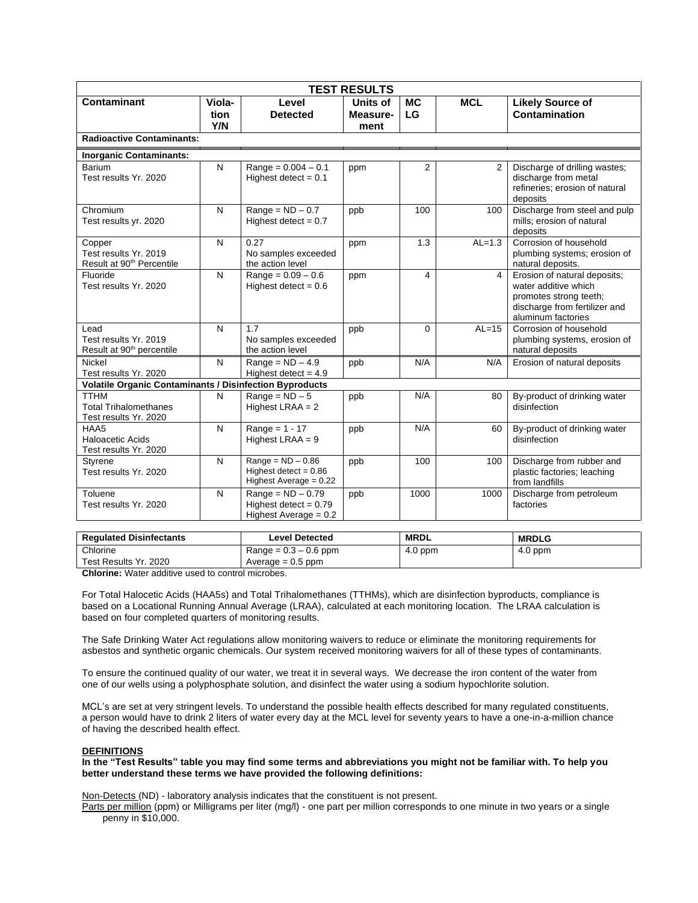| TEST RESULTS | | | | | | |
|---|---|---|---|---|---|---|
| **Contaminant** | **Viola-tion Y/N** | **Level Detected** | **Units of Measure-ment** | **MC LG** | **MCL** | **Likely Source of Contamination** |
| **Radioactive Contaminants:** | | | | | | |
| **Inorganic Contaminants:** | | | | | | |
| Barium<br>Test results Yr. 2020 | N | Range = 0.004 – 0.1<br>Highest detect = 0.1 | ppm | 2 | 2 | Discharge of drilling wastes; discharge from metal refineries; erosion of natural deposits |
| Chromium<br>Test results yr. 2020 | N | Range = ND – 0.7<br>Highest detect = 0.7 | ppb | 100 | 100 | Discharge from steel and pulp mills; erosion of natural deposits |
| Copper<br>Test results Yr. 2019<br>Result at 90th Percentile | N | 0.27<br>No samples exceeded the action level | ppm | 1.3 | AL=1.3 | Corrosion of household plumbing systems; erosion of natural deposits. |
| Fluoride<br>Test results Yr. 2020 | N | Range = 0.09 – 0.6<br>Highest detect = 0.6 | ppm | 4 | 4 | Erosion of natural deposits; water additive which promotes strong teeth; discharge from fertilizer and aluminum factories |
| Lead<br>Test results Yr. 2019<br>Result at 90th percentile | N | 1.7<br>No samples exceeded the action level | ppb | 0 | AL=15 | Corrosion of household plumbing systems, erosion of natural deposits |
| Nickel<br>Test results Yr. 2020 | N | Range = ND – 4.9<br>Highest detect = 4.9 | ppb | N/A | N/A | Erosion of natural deposits |
| **Volatile Organic Contaminants / Disinfection Byproducts** | | | | | | |
| TTHM<br>Total Trihalomethanes<br>Test results Yr. 2020 | N | Range = ND – 5<br>Highest LRAA = 2 | ppb | N/A | 80 | By-product of drinking water disinfection |
| HAA5<br>Haloacetic Acids<br>Test results Yr. 2020 | N | Range = 1 - 17<br>Highest LRAA = 9 | ppb | N/A | 60 | By-product of drinking water disinfection |
| Styrene<br>Test results Yr. 2020 | N | Range = ND – 0.86<br>Highest detect = 0.86<br>Highest Average = 0.22 | ppb | 100 | 100 | Discharge from rubber and plastic factories; leaching from landfills |
| Toluene<br>Test results Yr. 2020 | N | Range = ND – 0.79<br>Highest detect = 0.79<br>Highest Average = 0.2 | ppb | 1000 | 1000 | Discharge from petroleum factories |

| **Regulated Disinfectants** | **Level Detected** | **MRDL** | **MRDLG** |
|---|---|---|---|
| Chlorine<br>Test Results Yr. 2020 | Range = 0.3 – 0.6 ppm<br>Average = 0.5 ppm | 4.0 ppm | 4.0 ppm |

**Chlorine:** Water additive used to control microbes.

For Total Halocetic Acids (HAA5s) and Total Trihalomethanes (TTHMs), which are disinfection byproducts, compliance is based on a Locational Running Annual Average (LRAA), calculated at each monitoring location. The LRAA calculation is based on four completed quarters of monitoring results.

The Safe Drinking Water Act regulations allow monitoring waivers to reduce or eliminate the monitoring requirements for asbestos and synthetic organic chemicals. Our system received monitoring waivers for all of these types of contaminants.

To ensure the continued quality of our water, we treat it in several ways. We decrease the iron content of the water from one of our wells using a polyphosphate solution, and disinfect the water using a sodium hypochlorite solution.

MCL's are set at very stringent levels. To understand the possible health effects described for many regulated constituents, a person would have to drink 2 liters of water every day at the MCL level for seventy years to have a one-in-a-million chance of having the described health effect.

**DEFINITIONS**

**In the "Test Results" table you may find some terms and abbreviations you might not be familiar with. To help you better understand these terms we have provided the following definitions:**

Non-Detects (ND) - laboratory analysis indicates that the constituent is not present.

Parts per million (ppm) or Milligrams per liter (mg/l) - one part per million corresponds to one minute in two years or a single penny in $10,000.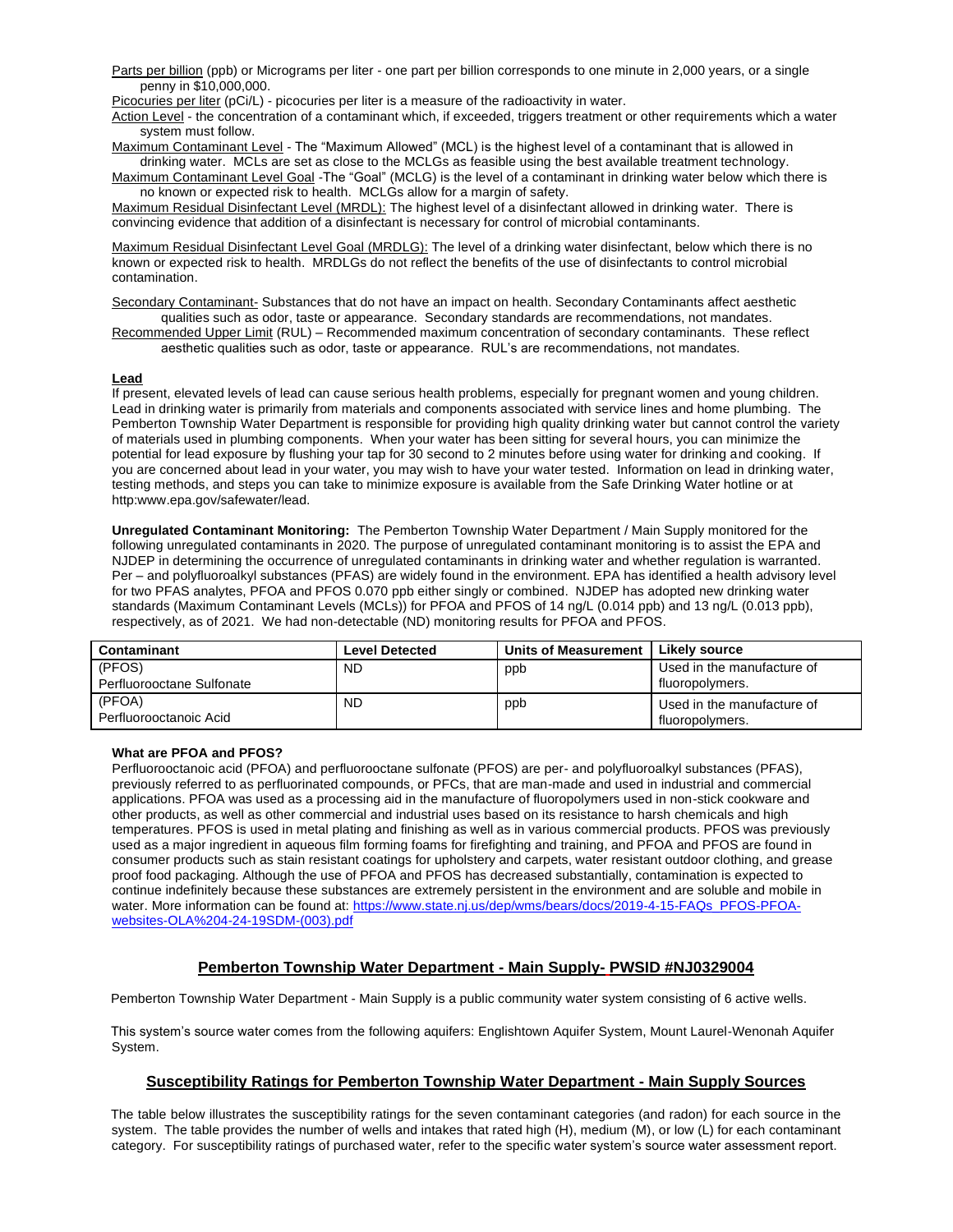Parts per billion (ppb) or Micrograms per liter - one part per billion corresponds to one minute in 2,000 years, or a single penny in $10,000,000.

Picocuries per liter (pCi/L) - picocuries per liter is a measure of the radioactivity in water.

Action Level - the concentration of a contaminant which, if exceeded, triggers treatment or other requirements which a water system must follow.

Maximum Contaminant Level - The "Maximum Allowed" (MCL) is the highest level of a contaminant that is allowed in drinking water. MCLs are set as close to the MCLGs as feasible using the best available treatment technology.

Maximum Contaminant Level Goal -The "Goal" (MCLG) is the level of a contaminant in drinking water below which there is no known or expected risk to health. MCLGs allow for a margin of safety.

Maximum Residual Disinfectant Level (MRDL): The highest level of a disinfectant allowed in drinking water. There is convincing evidence that addition of a disinfectant is necessary for control of microbial contaminants.

Maximum Residual Disinfectant Level Goal (MRDLG): The level of a drinking water disinfectant, below which there is no known or expected risk to health. MRDLGs do not reflect the benefits of the use of disinfectants to control microbial contamination.

Secondary Contaminant- Substances that do not have an impact on health. Secondary Contaminants affect aesthetic qualities such as odor, taste or appearance. Secondary standards are recommendations, not mandates.

Recommended Upper Limit (RUL) – Recommended maximum concentration of secondary contaminants. These reflect aesthetic qualities such as odor, taste or appearance. RUL's are recommendations, not mandates.

**Lead**

If present, elevated levels of lead can cause serious health problems, especially for pregnant women and young children. Lead in drinking water is primarily from materials and components associated with service lines and home plumbing. The Pemberton Township Water Department is responsible for providing high quality drinking water but cannot control the variety of materials used in plumbing components. When your water has been sitting for several hours, you can minimize the potential for lead exposure by flushing your tap for 30 second to 2 minutes before using water for drinking and cooking. If you are concerned about lead in your water, you may wish to have your water tested. Information on lead in drinking water, testing methods, and steps you can take to minimize exposure is available from the Safe Drinking Water hotline or at http:www.epa.gov/safewater/lead.

**Unregulated Contaminant Monitoring:** The Pemberton Township Water Department / Main Supply monitored for the following unregulated contaminants in 2020. The purpose of unregulated contaminant monitoring is to assist the EPA and NJDEP in determining the occurrence of unregulated contaminants in drinking water and whether regulation is warranted. Per – and polyfluoroalkyl substances (PFAS) are widely found in the environment. EPA has identified a health advisory level for two PFAS analytes, PFOA and PFOS 0.070 ppb either singly or combined. NJDEP has adopted new drinking water standards (Maximum Contaminant Levels (MCLs)) for PFOA and PFOS of 14 ng/L (0.014 ppb) and 13 ng/L (0.013 ppb), respectively, as of 2021. We had non-detectable (ND) monitoring results for PFOA and PFOS.

| Contaminant | Level Detected | Units of Measurement | Likely source |
|---|---|---|---|
| (PFOS) Perfluorooctane Sulfonate | ND | ppb | Used in the manufacture of fluoropolymers. |
| (PFOA) Perfluorooctanoic Acid | ND | ppb | Used in the manufacture of fluoropolymers. |

**What are PFOA and PFOS?**

Perfluorooctanoic acid (PFOA) and perfluorooctane sulfonate (PFOS) are per- and polyfluoroalkyl substances (PFAS), previously referred to as perfluorinated compounds, or PFCs, that are man-made and used in industrial and commercial applications. PFOA was used as a processing aid in the manufacture of fluoropolymers used in non-stick cookware and other products, as well as other commercial and industrial uses based on its resistance to harsh chemicals and high temperatures. PFOS is used in metal plating and finishing as well as in various commercial products. PFOS was previously used as a major ingredient in aqueous film forming foams for firefighting and training, and PFOA and PFOS are found in consumer products such as stain resistant coatings for upholstery and carpets, water resistant outdoor clothing, and grease proof food packaging. Although the use of PFOA and PFOS has decreased substantially, contamination is expected to continue indefinitely because these substances are extremely persistent in the environment and are soluble and mobile in water. More information can be found at: https://www.state.nj.us/dep/wms/bears/docs/2019-4-15-FAQs_PFOS-PFOA-websites-OLA%204-24-19SDM-(003).pdf

## Pemberton Township Water Department - Main Supply- PWSID #NJ0329004

Pemberton Township Water Department - Main Supply is a public community water system consisting of 6 active wells.

This system's source water comes from the following aquifers: Englishtown Aquifer System, Mount Laurel-Wenonah Aquifer System.

## Susceptibility Ratings for Pemberton Township Water Department - Main Supply Sources

The table below illustrates the susceptibility ratings for the seven contaminant categories (and radon) for each source in the system. The table provides the number of wells and intakes that rated high (H), medium (M), or low (L) for each contaminant category. For susceptibility ratings of purchased water, refer to the specific water system's source water assessment report.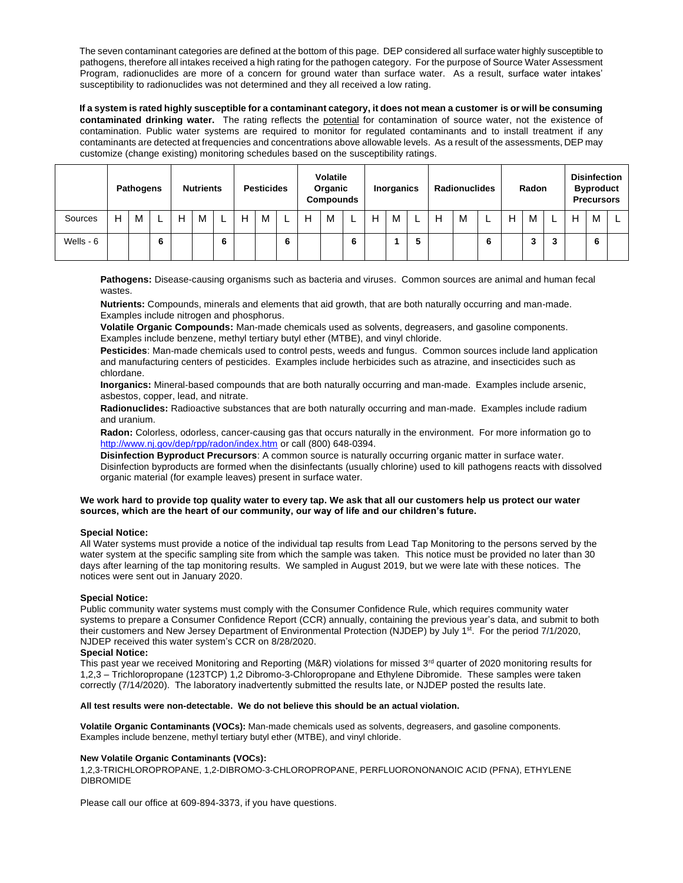The seven contaminant categories are defined at the bottom of this page. DEP considered all surface water highly susceptible to pathogens, therefore all intakes received a high rating for the pathogen category. For the purpose of Source Water Assessment Program, radionuclides are more of a concern for ground water than surface water. As a result, surface water intakes' susceptibility to radionuclides was not determined and they all received a low rating.

**If a system is rated highly susceptible for a contaminant category, it does not mean a customer is or will be consuming contaminated drinking water.** The rating reflects the potential for contamination of source water, not the existence of contamination. Public water systems are required to monitor for regulated contaminants and to install treatment if any contaminants are detected at frequencies and concentrations above allowable levels. As a result of the assessments, DEP may customize (change existing) monitoring schedules based on the susceptibility ratings.

| | Pathogens | | | Nutrients | | | Pesticides | | | Volatile Organic Compounds | | | Inorganics | | | Radionuclides | | | Radon | | | Disinfection Byproduct Precursors | | |
|---|---|---|---|---|---|---|---|---|---|---|---|---|---|---|---|---|---|---|---|---|---|---|---|---|
| Sources | H | M | L | H | M | L | H | M | L | H | M | L | H | M | L | H | M | L | H | M | L | H | M | L |
| Wells - 6 | | | 6 | | | 6 | | | 6 | | | 6 | | 1 | 5 | | | 6 | | 3 | 3 | | 6 | |

**Pathogens:** Disease-causing organisms such as bacteria and viruses. Common sources are animal and human fecal wastes.

**Nutrients:** Compounds, minerals and elements that aid growth, that are both naturally occurring and man-made. Examples include nitrogen and phosphorus.

**Volatile Organic Compounds:** Man-made chemicals used as solvents, degreasers, and gasoline components. Examples include benzene, methyl tertiary butyl ether (MTBE), and vinyl chloride.

**Pesticides**: Man-made chemicals used to control pests, weeds and fungus. Common sources include land application and manufacturing centers of pesticides. Examples include herbicides such as atrazine, and insecticides such as chlordane.

**Inorganics:** Mineral-based compounds that are both naturally occurring and man-made. Examples include arsenic, asbestos, copper, lead, and nitrate.

**Radionuclides:** Radioactive substances that are both naturally occurring and man-made. Examples include radium and uranium.

**Radon:** Colorless, odorless, cancer-causing gas that occurs naturally in the environment. For more information go to http://www.nj.gov/dep/rpp/radon/index.htm or call (800) 648-0394.

**Disinfection Byproduct Precursors**: A common source is naturally occurring organic matter in surface water. Disinfection byproducts are formed when the disinfectants (usually chlorine) used to kill pathogens reacts with dissolved organic material (for example leaves) present in surface water.

**We work hard to provide top quality water to every tap. We ask that all our customers help us protect our water sources, which are the heart of our community, our way of life and our children's future.**

**Special Notice:**
All Water systems must provide a notice of the individual tap results from Lead Tap Monitoring to the persons served by the water system at the specific sampling site from which the sample was taken. This notice must be provided no later than 30 days after learning of the tap monitoring results. We sampled in August 2019, but we were late with these notices. The notices were sent out in January 2020.

**Special Notice:**
Public community water systems must comply with the Consumer Confidence Rule, which requires community water systems to prepare a Consumer Confidence Report (CCR) annually, containing the previous year's data, and submit to both their customers and New Jersey Department of Environmental Protection (NJDEP) by July 1st. For the period 7/1/2020, NJDEP received this water system's CCR on 8/28/2020.

**Special Notice:**
This past year we received Monitoring and Reporting (M&R) violations for missed 3rd quarter of 2020 monitoring results for 1,2,3 – Trichloropropane (123TCP) 1,2 Dibromo-3-Chloropropane and Ethylene Dibromide. These samples were taken correctly (7/14/2020). The laboratory inadvertently submitted the results late, or NJDEP posted the results late.

**All test results were non-detectable. We do not believe this should be an actual violation.**

**Volatile Organic Contaminants (VOCs):** Man-made chemicals used as solvents, degreasers, and gasoline components. Examples include benzene, methyl tertiary butyl ether (MTBE), and vinyl chloride.

**New Volatile Organic Contaminants (VOCs):**
1,2,3-TRICHLOROPROPANE, 1,2-DIBROMO-3-CHLOROPROPANE, PERFLUORONONANOIC ACID (PFNA), ETHYLENE DIBROMIDE

Please call our office at 609-894-3373, if you have questions.